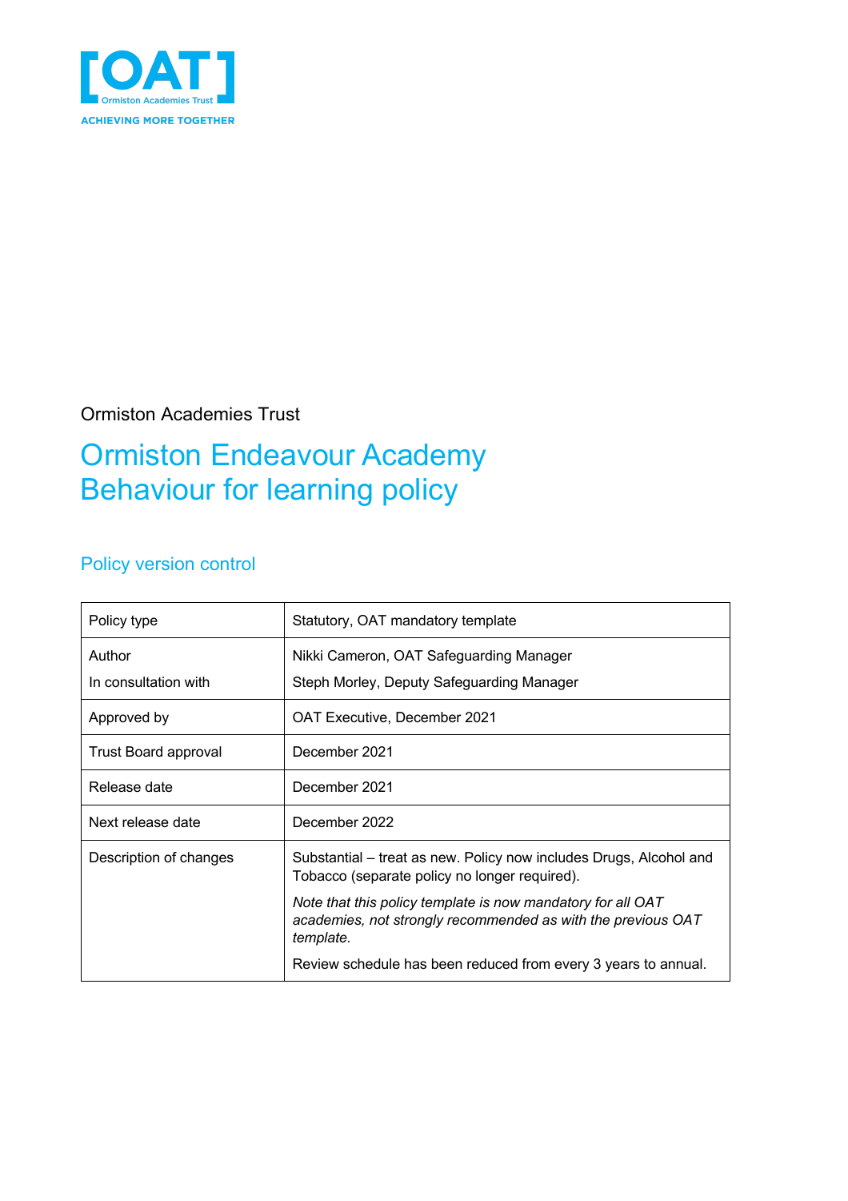[OAT]
Ormiston Academies Trust
ACHIEVING MORE TOGETHER

Ormiston Academies Trust

# Ormiston Endeavour Academy Behaviour for learning policy

## Policy version control

| Policy type | Statutory, OAT mandatory template |
|---|---|
| Author<br>In consultation with | Nikki Cameron, OAT Safeguarding Manager<br>Steph Morley, Deputy Safeguarding Manager |
| Approved by | OAT Executive, December 2021 |
| Trust Board approval | December 2021 |
| Release date | December 2021 |
| Next release date | December 2022 |
| Description of changes | Substantial – treat as new. Policy now includes Drugs, Alcohol and Tobacco (separate policy no longer required).<br>*Note that this policy template is now mandatory for all OAT academies, not strongly recommended as with the previous OAT template.*<br>Review schedule has been reduced from every 3 years to annual. |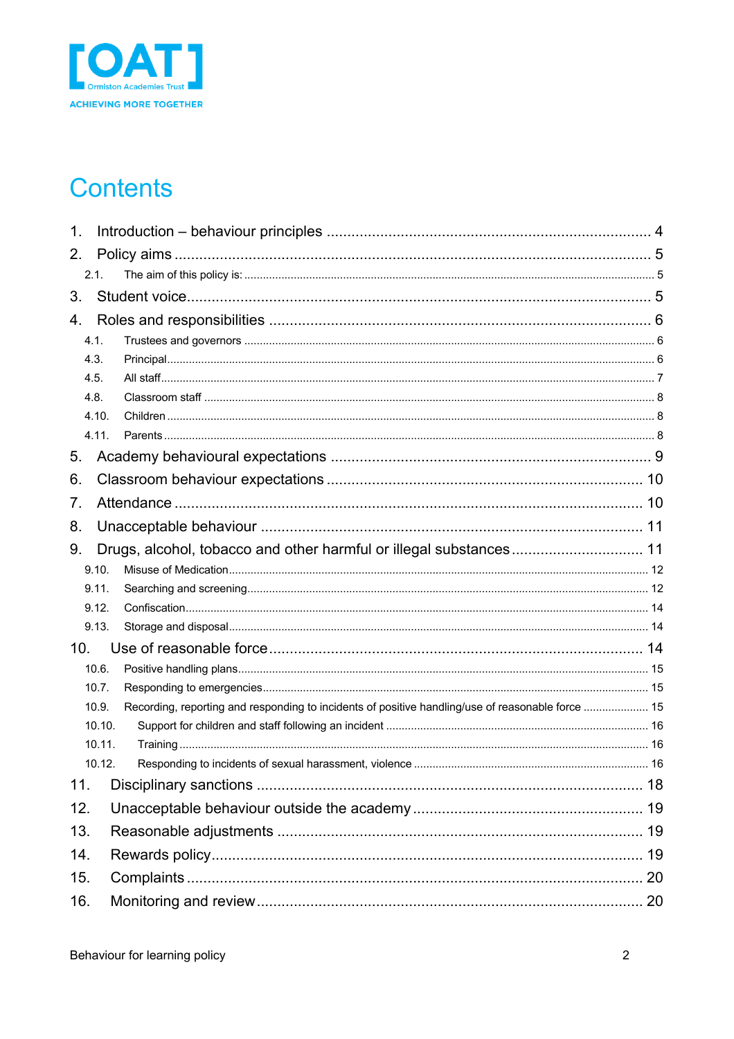# Contents

1. Introduction – behaviour principles ........ 4
2. Policy aims ........ 5
   - 2.1. The aim of this policy is: ........ 5
3. Student voice ........ 5
4. Roles and responsibilities ........ 6
   - 4.1. Trustees and governors ........ 6
   - 4.3. Principal ........ 6
   - 4.5. All staff ........ 7
   - 4.8. Classroom staff ........ 8
   - 4.10. Children ........ 8
   - 4.11. Parents ........ 8
5. Academy behavioural expectations ........ 9
6. Classroom behaviour expectations ........ 10
7. Attendance ........ 10
8. Unacceptable behaviour ........ 11
9. Drugs, alcohol, tobacco and other harmful or illegal substances ........ 11
   - 9.10. Misuse of Medication ........ 12
   - 9.11. Searching and screening ........ 12
   - 9.12. Confiscation ........ 14
   - 9.13. Storage and disposal ........ 14
10. Use of reasonable force ........ 14
    - 10.6. Positive handling plans ........ 15
    - 10.7. Responding to emergencies ........ 15
    - 10.9. Recording, reporting and responding to incidents of positive handling/use of reasonable force ........ 15
    - 10.10. Support for children and staff following an incident ........ 16
    - 10.11. Training ........ 16
    - 10.12. Responding to incidents of sexual harassment, violence ........ 16
11. Disciplinary sanctions ........ 18
12. Unacceptable behaviour outside the academy ........ 19
13. Reasonable adjustments ........ 19
14. Rewards policy ........ 19
15. Complaints ........ 20
16. Monitoring and review ........ 20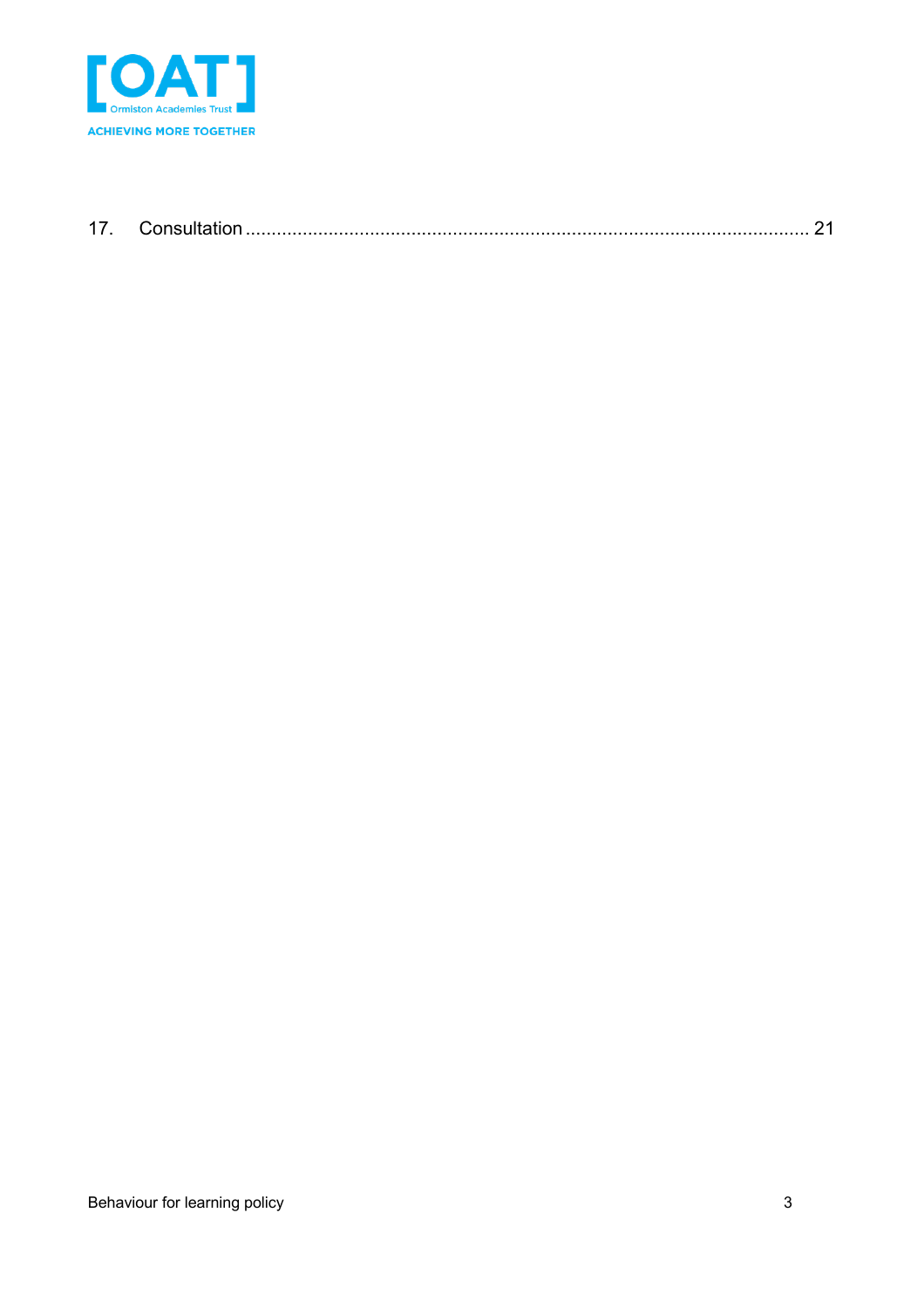17. Consultation ........................................................................................................ 21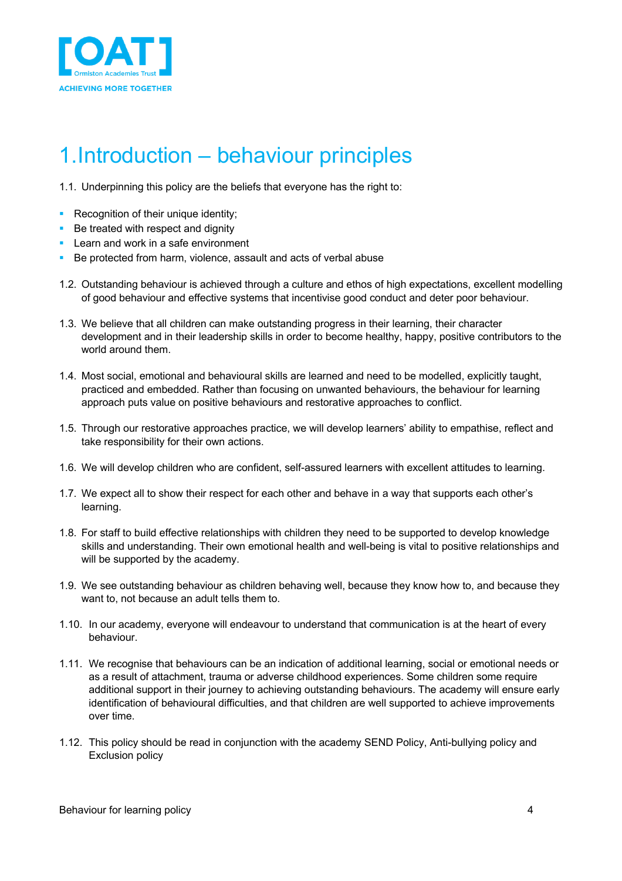# 1. Introduction – behaviour principles

1.1. Underpinning this policy are the beliefs that everyone has the right to:

- Recognition of their unique identity;
- Be treated with respect and dignity
- Learn and work in a safe environment
- Be protected from harm, violence, assault and acts of verbal abuse

1.2. Outstanding behaviour is achieved through a culture and ethos of high expectations, excellent modelling of good behaviour and effective systems that incentivise good conduct and deter poor behaviour.

1.3. We believe that all children can make outstanding progress in their learning, their character development and in their leadership skills in order to become healthy, happy, positive contributors to the world around them.

1.4. Most social, emotional and behavioural skills are learned and need to be modelled, explicitly taught, practiced and embedded. Rather than focusing on unwanted behaviours, the behaviour for learning approach puts value on positive behaviours and restorative approaches to conflict.

1.5. Through our restorative approaches practice, we will develop learners' ability to empathise, reflect and take responsibility for their own actions.

1.6. We will develop children who are confident, self-assured learners with excellent attitudes to learning.

1.7. We expect all to show their respect for each other and behave in a way that supports each other's learning.

1.8. For staff to build effective relationships with children they need to be supported to develop knowledge skills and understanding. Their own emotional health and well-being is vital to positive relationships and will be supported by the academy.

1.9. We see outstanding behaviour as children behaving well, because they know how to, and because they want to, not because an adult tells them to.

1.10. In our academy, everyone will endeavour to understand that communication is at the heart of every behaviour.

1.11. We recognise that behaviours can be an indication of additional learning, social or emotional needs or as a result of attachment, trauma or adverse childhood experiences. Some children some require additional support in their journey to achieving outstanding behaviours. The academy will ensure early identification of behavioural difficulties, and that children are well supported to achieve improvements over time.

1.12. This policy should be read in conjunction with the academy SEND Policy, Anti-bullying policy and Exclusion policy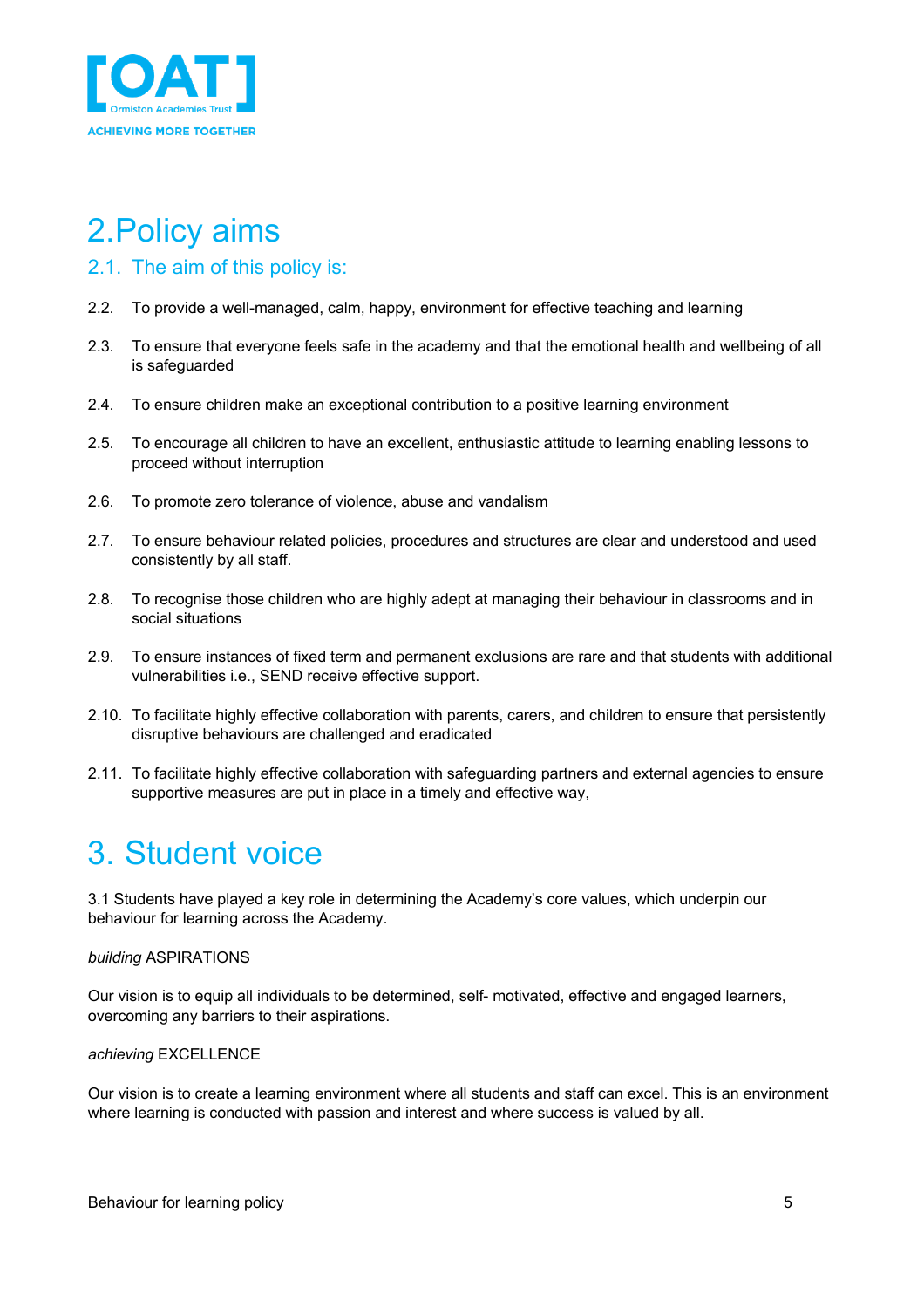# 2. Policy aims

## 2.1. The aim of this policy is:

2.2. To provide a well-managed, calm, happy, environment for effective teaching and learning

2.3. To ensure that everyone feels safe in the academy and that the emotional health and wellbeing of all is safeguarded

2.4. To ensure children make an exceptional contribution to a positive learning environment

2.5. To encourage all children to have an excellent, enthusiastic attitude to learning enabling lessons to proceed without interruption

2.6. To promote zero tolerance of violence, abuse and vandalism

2.7. To ensure behaviour related policies, procedures and structures are clear and understood and used consistently by all staff.

2.8. To recognise those children who are highly adept at managing their behaviour in classrooms and in social situations

2.9. To ensure instances of fixed term and permanent exclusions are rare and that students with additional vulnerabilities i.e., SEND receive effective support.

2.10. To facilitate highly effective collaboration with parents, carers, and children to ensure that persistently disruptive behaviours are challenged and eradicated

2.11. To facilitate highly effective collaboration with safeguarding partners and external agencies to ensure supportive measures are put in place in a timely and effective way,

# 3. Student voice

3.1 Students have played a key role in determining the Academy's core values, which underpin our behaviour for learning across the Academy.

*building* ASPIRATIONS

Our vision is to equip all individuals to be determined, self- motivated, effective and engaged learners, overcoming any barriers to their aspirations.

*achieving* EXCELLENCE

Our vision is to create a learning environment where all students and staff can excel. This is an environment where learning is conducted with passion and interest and where success is valued by all.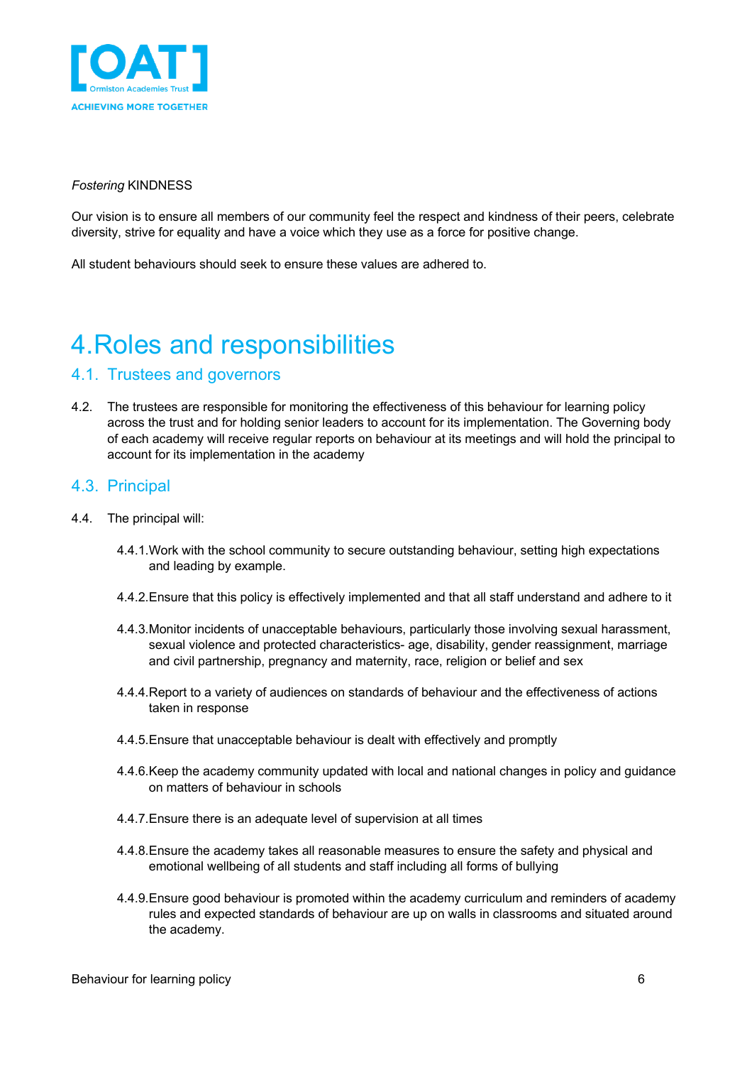*Fostering* KINDNESS

Our vision is to ensure all members of our community feel the respect and kindness of their peers, celebrate diversity, strive for equality and have a voice which they use as a force for positive change.

All student behaviours should seek to ensure these values are adhered to.

# 4. Roles and responsibilities

## 4.1. Trustees and governors

4.2. The trustees are responsible for monitoring the effectiveness of this behaviour for learning policy across the trust and for holding senior leaders to account for its implementation. The Governing body of each academy will receive regular reports on behaviour at its meetings and will hold the principal to account for its implementation in the academy

## 4.3. Principal

4.4. The principal will:

4.4.1. Work with the school community to secure outstanding behaviour, setting high expectations and leading by example.

4.4.2. Ensure that this policy is effectively implemented and that all staff understand and adhere to it

4.4.3. Monitor incidents of unacceptable behaviours, particularly those involving sexual harassment, sexual violence and protected characteristics- age, disability, gender reassignment, marriage and civil partnership, pregnancy and maternity, race, religion or belief and sex

4.4.4. Report to a variety of audiences on standards of behaviour and the effectiveness of actions taken in response

4.4.5. Ensure that unacceptable behaviour is dealt with effectively and promptly

4.4.6. Keep the academy community updated with local and national changes in policy and guidance on matters of behaviour in schools

4.4.7. Ensure there is an adequate level of supervision at all times

4.4.8. Ensure the academy takes all reasonable measures to ensure the safety and physical and emotional wellbeing of all students and staff including all forms of bullying

4.4.9. Ensure good behaviour is promoted within the academy curriculum and reminders of academy rules and expected standards of behaviour are up on walls in classrooms and situated around the academy.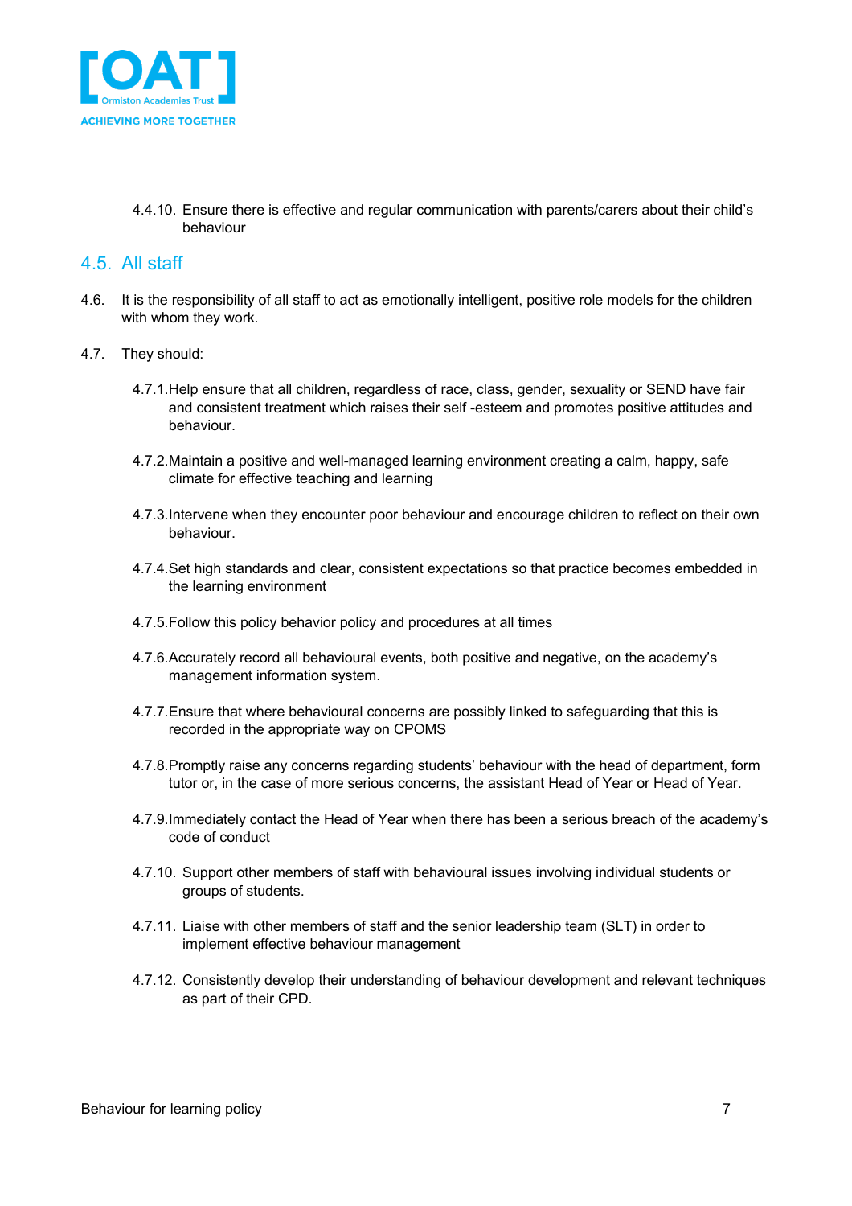4.4.10. Ensure there is effective and regular communication with parents/carers about their child's behaviour

## 4.5. All staff

4.6. It is the responsibility of all staff to act as emotionally intelligent, positive role models for the children with whom they work.

4.7. They should:

4.7.1. Help ensure that all children, regardless of race, class, gender, sexuality or SEND have fair and consistent treatment which raises their self -esteem and promotes positive attitudes and behaviour.

4.7.2. Maintain a positive and well-managed learning environment creating a calm, happy, safe climate for effective teaching and learning

4.7.3. Intervene when they encounter poor behaviour and encourage children to reflect on their own behaviour.

4.7.4. Set high standards and clear, consistent expectations so that practice becomes embedded in the learning environment

4.7.5. Follow this policy behavior policy and procedures at all times

4.7.6. Accurately record all behavioural events, both positive and negative, on the academy's management information system.

4.7.7. Ensure that where behavioural concerns are possibly linked to safeguarding that this is recorded in the appropriate way on CPOMS

4.7.8. Promptly raise any concerns regarding students' behaviour with the head of department, form tutor or, in the case of more serious concerns, the assistant Head of Year or Head of Year.

4.7.9. Immediately contact the Head of Year when there has been a serious breach of the academy's code of conduct

4.7.10. Support other members of staff with behavioural issues involving individual students or groups of students.

4.7.11. Liaise with other members of staff and the senior leadership team (SLT) in order to implement effective behaviour management

4.7.12. Consistently develop their understanding of behaviour development and relevant techniques as part of their CPD.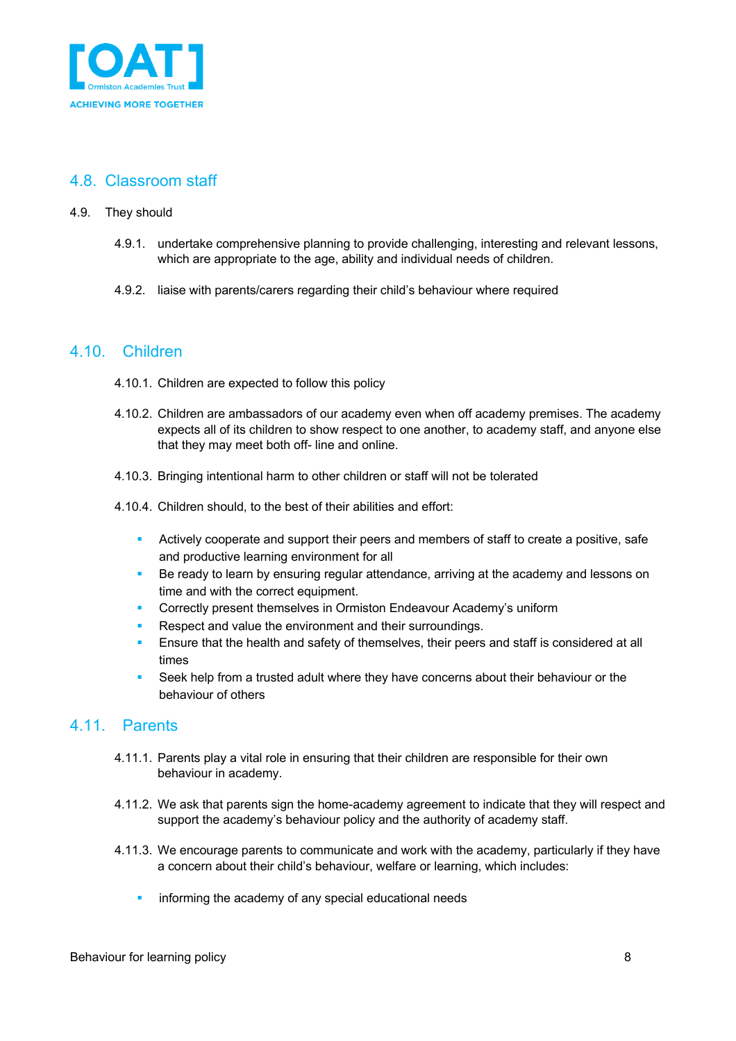## 4.8. Classroom staff

4.9. They should

4.9.1. undertake comprehensive planning to provide challenging, interesting and relevant lessons, which are appropriate to the age, ability and individual needs of children.

4.9.2. liaise with parents/carers regarding their child's behaviour where required

## 4.10. Children

4.10.1. Children are expected to follow this policy

4.10.2. Children are ambassadors of our academy even when off academy premises. The academy expects all of its children to show respect to one another, to academy staff, and anyone else that they may meet both off- line and online.

4.10.3. Bringing intentional harm to other children or staff will not be tolerated

4.10.4. Children should, to the best of their abilities and effort:

- Actively cooperate and support their peers and members of staff to create a positive, safe and productive learning environment for all
- Be ready to learn by ensuring regular attendance, arriving at the academy and lessons on time and with the correct equipment.
- Correctly present themselves in Ormiston Endeavour Academy's uniform
- Respect and value the environment and their surroundings.
- Ensure that the health and safety of themselves, their peers and staff is considered at all times
- Seek help from a trusted adult where they have concerns about their behaviour or the behaviour of others

## 4.11. Parents

4.11.1. Parents play a vital role in ensuring that their children are responsible for their own behaviour in academy.

4.11.2. We ask that parents sign the home-academy agreement to indicate that they will respect and support the academy's behaviour policy and the authority of academy staff.

4.11.3. We encourage parents to communicate and work with the academy, particularly if they have a concern about their child's behaviour, welfare or learning, which includes:

- informing the academy of any special educational needs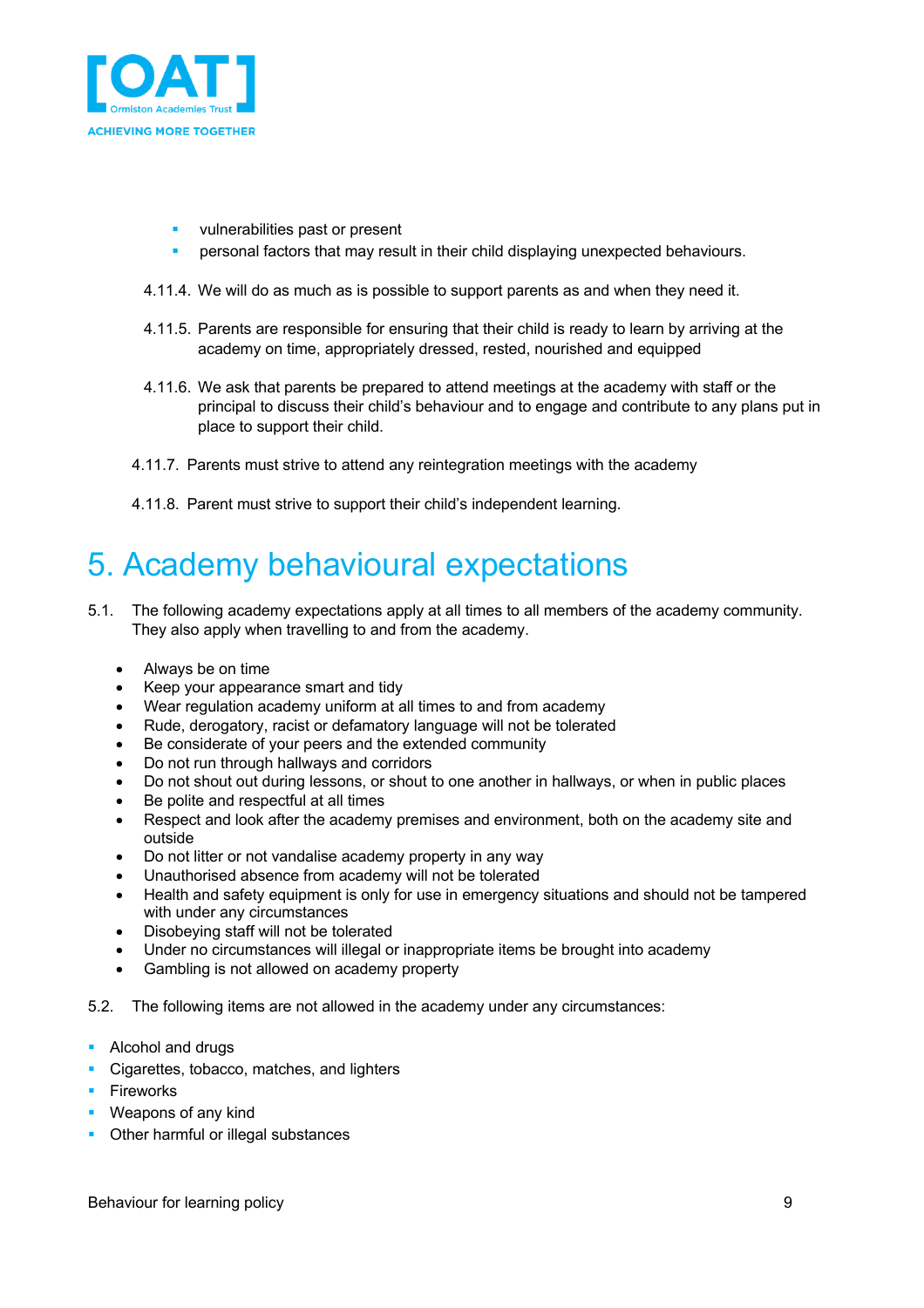- vulnerabilities past or present
- personal factors that may result in their child displaying unexpected behaviours.

4.11.4. We will do as much as is possible to support parents as and when they need it.

4.11.5. Parents are responsible for ensuring that their child is ready to learn by arriving at the academy on time, appropriately dressed, rested, nourished and equipped

4.11.6. We ask that parents be prepared to attend meetings at the academy with staff or the principal to discuss their child's behaviour and to engage and contribute to any plans put in place to support their child.

4.11.7. Parents must strive to attend any reintegration meetings with the academy

4.11.8. Parent must strive to support their child's independent learning.

# 5. Academy behavioural expectations

5.1. The following academy expectations apply at all times to all members of the academy community. They also apply when travelling to and from the academy.

- Always be on time
- Keep your appearance smart and tidy
- Wear regulation academy uniform at all times to and from academy
- Rude, derogatory, racist or defamatory language will not be tolerated
- Be considerate of your peers and the extended community
- Do not run through hallways and corridors
- Do not shout out during lessons, or shout to one another in hallways, or when in public places
- Be polite and respectful at all times
- Respect and look after the academy premises and environment, both on the academy site and outside
- Do not litter or not vandalise academy property in any way
- Unauthorised absence from academy will not be tolerated
- Health and safety equipment is only for use in emergency situations and should not be tampered with under any circumstances
- Disobeying staff will not be tolerated
- Under no circumstances will illegal or inappropriate items be brought into academy
- Gambling is not allowed on academy property

5.2. The following items are not allowed in the academy under any circumstances:

- Alcohol and drugs
- Cigarettes, tobacco, matches, and lighters
- Fireworks
- Weapons of any kind
- Other harmful or illegal substances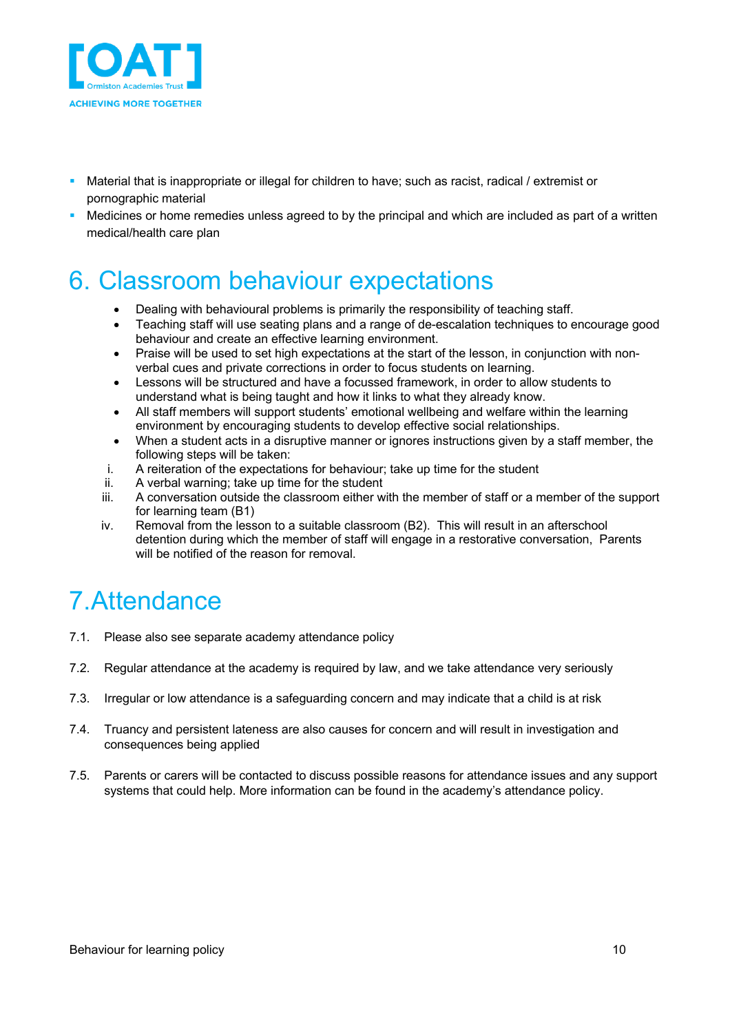- Material that is inappropriate or illegal for children to have; such as racist, radical / extremist or pornographic material
- Medicines or home remedies unless agreed to by the principal and which are included as part of a written medical/health care plan

# 6. Classroom behaviour expectations

- Dealing with behavioural problems is primarily the responsibility of teaching staff.
- Teaching staff will use seating plans and a range of de-escalation techniques to encourage good behaviour and create an effective learning environment.
- Praise will be used to set high expectations at the start of the lesson, in conjunction with non-verbal cues and private corrections in order to focus students on learning.
- Lessons will be structured and have a focussed framework, in order to allow students to understand what is being taught and how it links to what they already know.
- All staff members will support students' emotional wellbeing and welfare within the learning environment by encouraging students to develop effective social relationships.
- When a student acts in a disruptive manner or ignores instructions given by a staff member, the following steps will be taken:

i. A reiteration of the expectations for behaviour; take up time for the student
ii. A verbal warning; take up time for the student
iii. A conversation outside the classroom either with the member of staff or a member of the support for learning team (B1)
iv. Removal from the lesson to a suitable classroom (B2). This will result in an afterschool detention during which the member of staff will engage in a restorative conversation, Parents will be notified of the reason for removal.

# 7.Attendance

7.1. Please also see separate academy attendance policy

7.2. Regular attendance at the academy is required by law, and we take attendance very seriously

7.3. Irregular or low attendance is a safeguarding concern and may indicate that a child is at risk

7.4. Truancy and persistent lateness are also causes for concern and will result in investigation and consequences being applied

7.5. Parents or carers will be contacted to discuss possible reasons for attendance issues and any support systems that could help. More information can be found in the academy's attendance policy.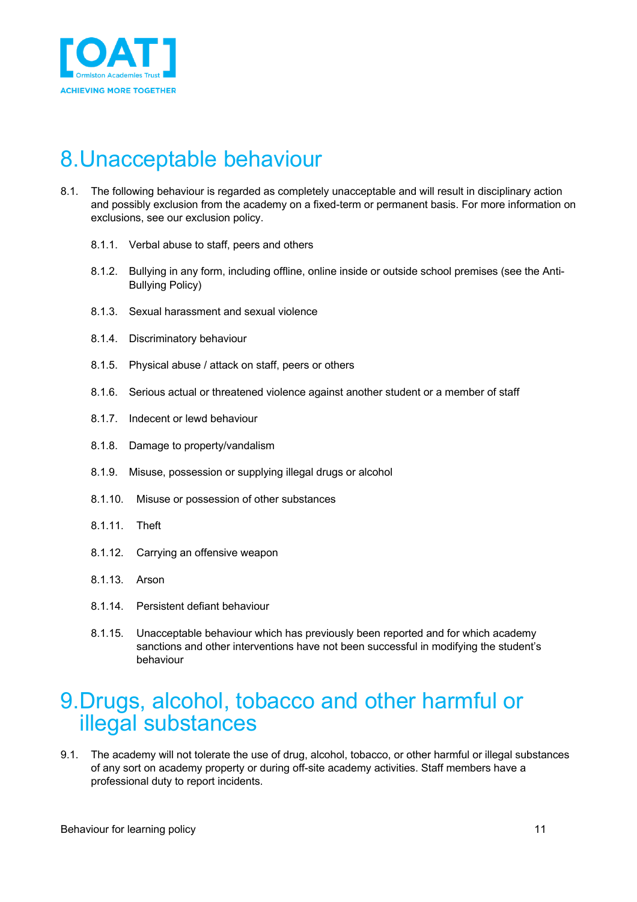# 8. Unacceptable behaviour

8.1. The following behaviour is regarded as completely unacceptable and will result in disciplinary action and possibly exclusion from the academy on a fixed-term or permanent basis. For more information on exclusions, see our exclusion policy.

8.1.1. Verbal abuse to staff, peers and others

8.1.2. Bullying in any form, including offline, online inside or outside school premises (see the Anti-Bullying Policy)

8.1.3. Sexual harassment and sexual violence

8.1.4. Discriminatory behaviour

8.1.5. Physical abuse / attack on staff, peers or others

8.1.6. Serious actual or threatened violence against another student or a member of staff

8.1.7. Indecent or lewd behaviour

8.1.8. Damage to property/vandalism

8.1.9. Misuse, possession or supplying illegal drugs or alcohol

8.1.10. Misuse or possession of other substances

8.1.11. Theft

8.1.12. Carrying an offensive weapon

8.1.13. Arson

8.1.14. Persistent defiant behaviour

8.1.15. Unacceptable behaviour which has previously been reported and for which academy sanctions and other interventions have not been successful in modifying the student's behaviour

# 9. Drugs, alcohol, tobacco and other harmful or illegal substances

9.1. The academy will not tolerate the use of drug, alcohol, tobacco, or other harmful or illegal substances of any sort on academy property or during off-site academy activities. Staff members have a professional duty to report incidents.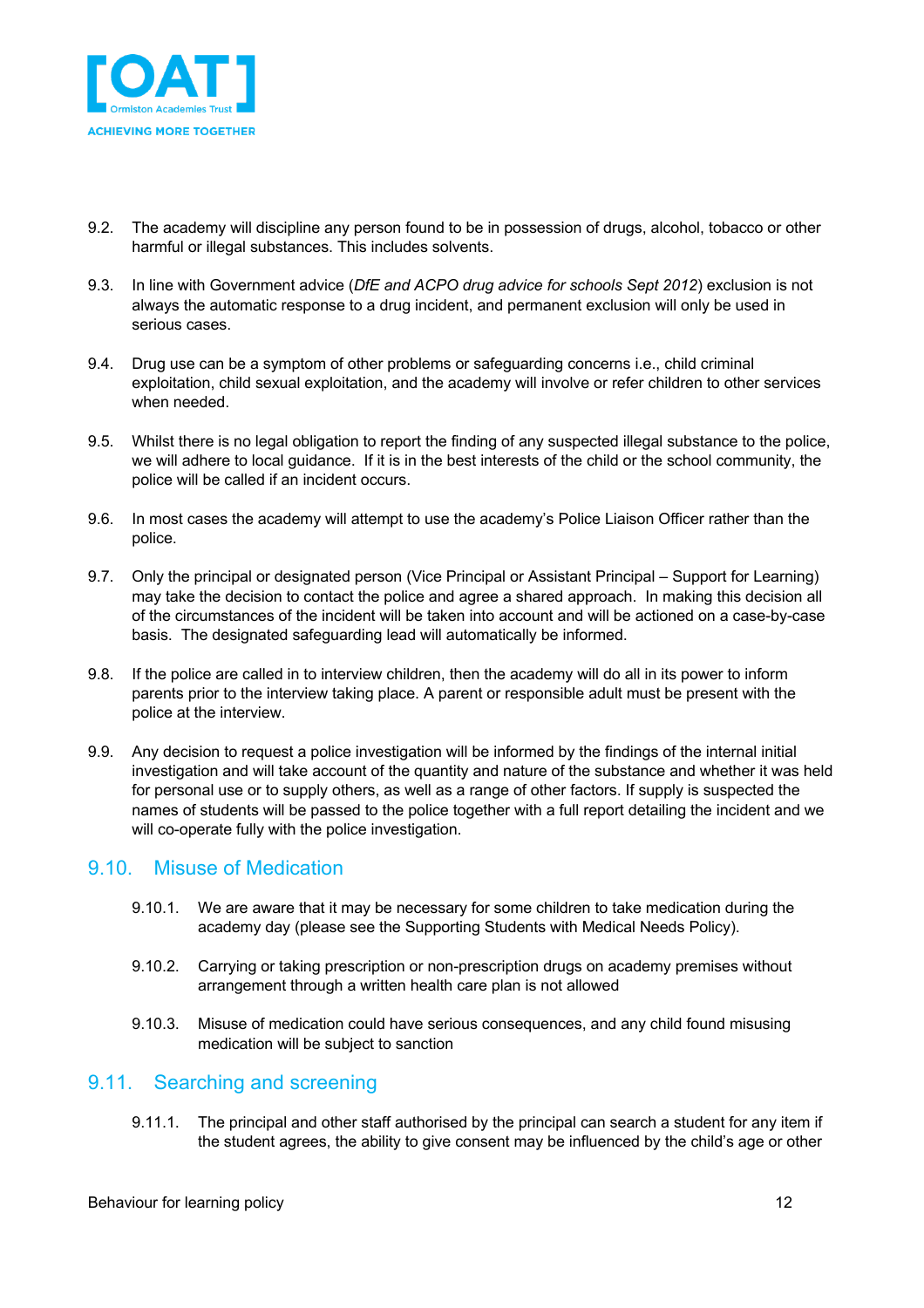9.2. The academy will discipline any person found to be in possession of drugs, alcohol, tobacco or other harmful or illegal substances. This includes solvents.

9.3. In line with Government advice (*DfE and ACPO drug advice for schools Sept 2012*) exclusion is not always the automatic response to a drug incident, and permanent exclusion will only be used in serious cases.

9.4. Drug use can be a symptom of other problems or safeguarding concerns i.e., child criminal exploitation, child sexual exploitation, and the academy will involve or refer children to other services when needed.

9.5. Whilst there is no legal obligation to report the finding of any suspected illegal substance to the police, we will adhere to local guidance. If it is in the best interests of the child or the school community, the police will be called if an incident occurs.

9.6. In most cases the academy will attempt to use the academy's Police Liaison Officer rather than the police.

9.7. Only the principal or designated person (Vice Principal or Assistant Principal – Support for Learning) may take the decision to contact the police and agree a shared approach. In making this decision all of the circumstances of the incident will be taken into account and will be actioned on a case-by-case basis. The designated safeguarding lead will automatically be informed.

9.8. If the police are called in to interview children, then the academy will do all in its power to inform parents prior to the interview taking place. A parent or responsible adult must be present with the police at the interview.

9.9. Any decision to request a police investigation will be informed by the findings of the internal initial investigation and will take account of the quantity and nature of the substance and whether it was held for personal use or to supply others, as well as a range of other factors. If supply is suspected the names of students will be passed to the police together with a full report detailing the incident and we will co-operate fully with the police investigation.

## 9.10. Misuse of Medication

9.10.1. We are aware that it may be necessary for some children to take medication during the academy day (please see the Supporting Students with Medical Needs Policy).

9.10.2. Carrying or taking prescription or non-prescription drugs on academy premises without arrangement through a written health care plan is not allowed

9.10.3. Misuse of medication could have serious consequences, and any child found misusing medication will be subject to sanction

## 9.11. Searching and screening

9.11.1. The principal and other staff authorised by the principal can search a student for any item if the student agrees, the ability to give consent may be influenced by the child's age or other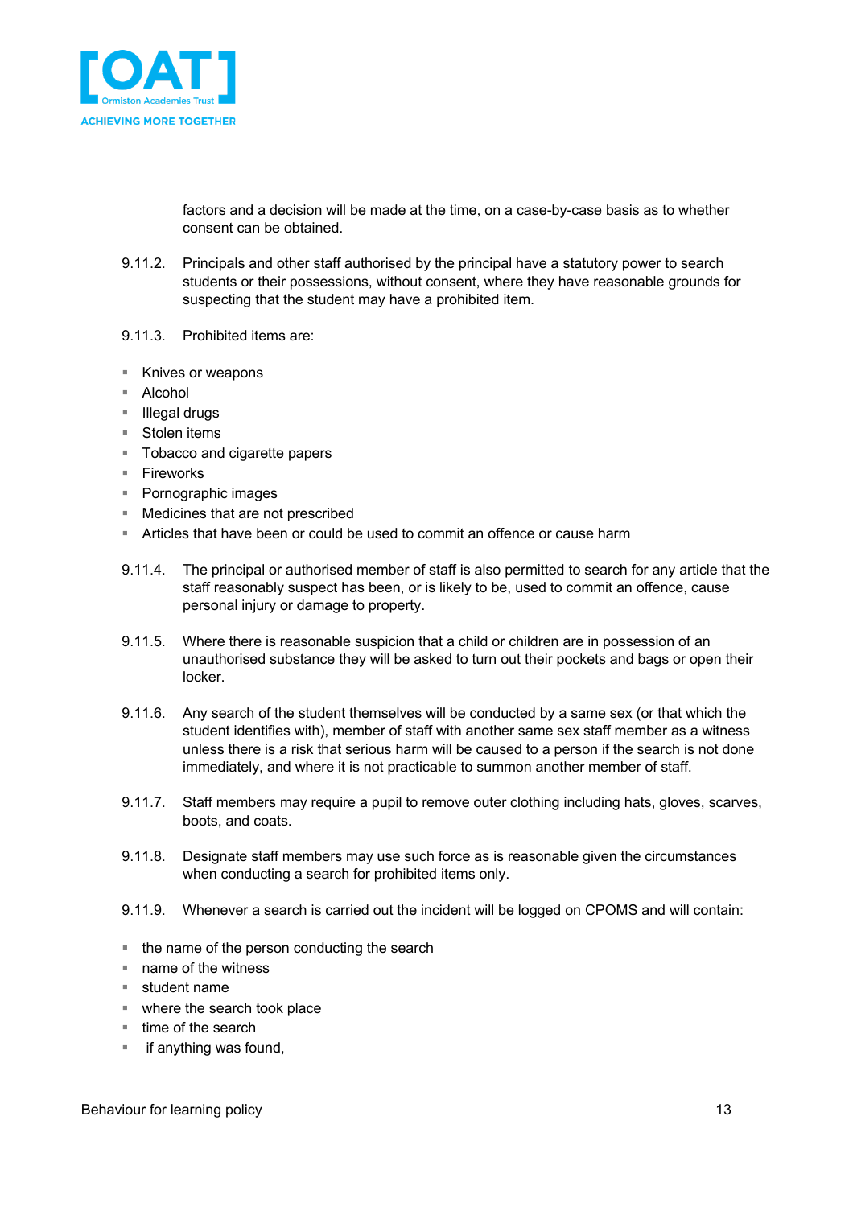factors and a decision will be made at the time, on a case-by-case basis as to whether consent can be obtained.

9.11.2. Principals and other staff authorised by the principal have a statutory power to search students or their possessions, without consent, where they have reasonable grounds for suspecting that the student may have a prohibited item.

9.11.3. Prohibited items are:

- Knives or weapons
- Alcohol
- Illegal drugs
- Stolen items
- Tobacco and cigarette papers
- Fireworks
- Pornographic images
- Medicines that are not prescribed
- Articles that have been or could be used to commit an offence or cause harm

9.11.4. The principal or authorised member of staff is also permitted to search for any article that the staff reasonably suspect has been, or is likely to be, used to commit an offence, cause personal injury or damage to property.

9.11.5. Where there is reasonable suspicion that a child or children are in possession of an unauthorised substance they will be asked to turn out their pockets and bags or open their locker.

9.11.6. Any search of the student themselves will be conducted by a same sex (or that which the student identifies with), member of staff with another same sex staff member as a witness unless there is a risk that serious harm will be caused to a person if the search is not done immediately, and where it is not practicable to summon another member of staff.

9.11.7. Staff members may require a pupil to remove outer clothing including hats, gloves, scarves, boots, and coats.

9.11.8. Designate staff members may use such force as is reasonable given the circumstances when conducting a search for prohibited items only.

9.11.9. Whenever a search is carried out the incident will be logged on CPOMS and will contain:

- the name of the person conducting the search
- name of the witness
- student name
- where the search took place
- time of the search
- if anything was found,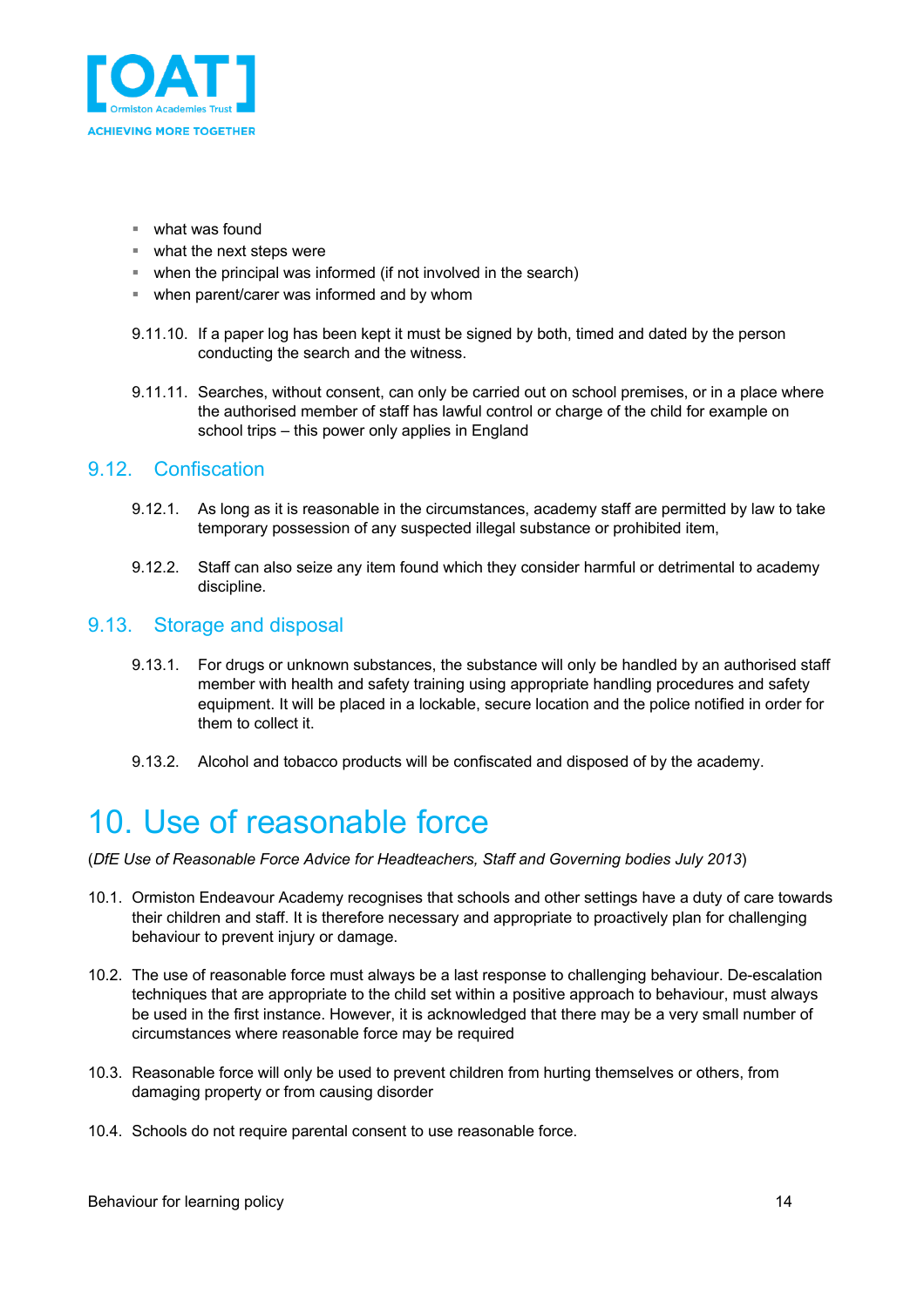- what was found
- what the next steps were
- when the principal was informed (if not involved in the search)
- when parent/carer was informed and by whom

9.11.10. If a paper log has been kept it must be signed by both, timed and dated by the person conducting the search and the witness.

9.11.11. Searches, without consent, can only be carried out on school premises, or in a place where the authorised member of staff has lawful control or charge of the child for example on school trips – this power only applies in England

## 9.12. Confiscation

9.12.1. As long as it is reasonable in the circumstances, academy staff are permitted by law to take temporary possession of any suspected illegal substance or prohibited item,

9.12.2. Staff can also seize any item found which they consider harmful or detrimental to academy discipline.

## 9.13. Storage and disposal

9.13.1. For drugs or unknown substances, the substance will only be handled by an authorised staff member with health and safety training using appropriate handling procedures and safety equipment. It will be placed in a lockable, secure location and the police notified in order for them to collect it.

9.13.2. Alcohol and tobacco products will be confiscated and disposed of by the academy.

# 10. Use of reasonable force

(*DfE Use of Reasonable Force Advice for Headteachers, Staff and Governing bodies July 2013*)

10.1. Ormiston Endeavour Academy recognises that schools and other settings have a duty of care towards their children and staff. It is therefore necessary and appropriate to proactively plan for challenging behaviour to prevent injury or damage.

10.2. The use of reasonable force must always be a last response to challenging behaviour. De-escalation techniques that are appropriate to the child set within a positive approach to behaviour, must always be used in the first instance. However, it is acknowledged that there may be a very small number of circumstances where reasonable force may be required

10.3. Reasonable force will only be used to prevent children from hurting themselves or others, from damaging property or from causing disorder

10.4. Schools do not require parental consent to use reasonable force.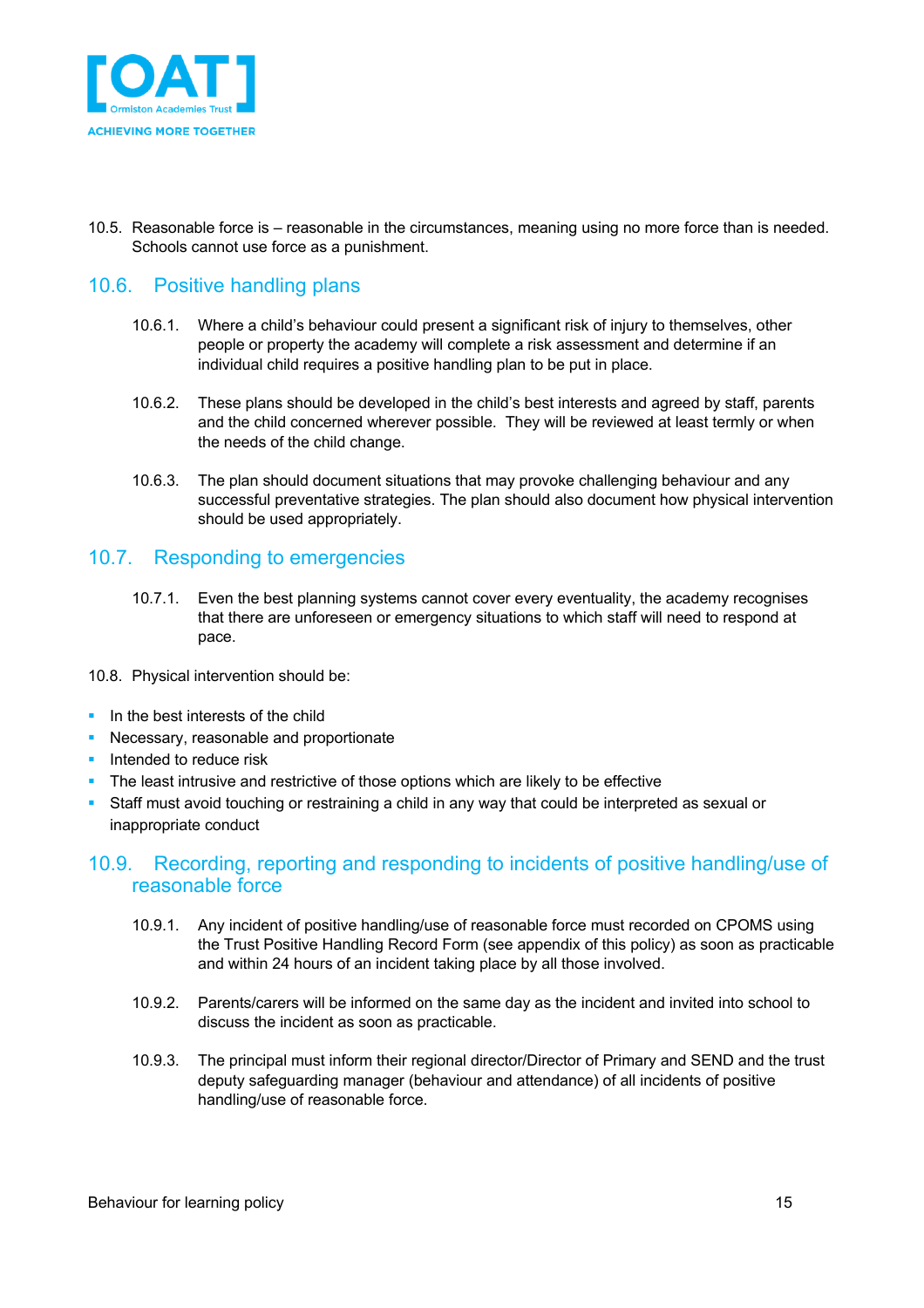10.5. Reasonable force is – reasonable in the circumstances, meaning using no more force than is needed. Schools cannot use force as a punishment.

## 10.6. Positive handling plans

10.6.1. Where a child's behaviour could present a significant risk of injury to themselves, other people or property the academy will complete a risk assessment and determine if an individual child requires a positive handling plan to be put in place.

10.6.2. These plans should be developed in the child's best interests and agreed by staff, parents and the child concerned wherever possible. They will be reviewed at least termly or when the needs of the child change.

10.6.3. The plan should document situations that may provoke challenging behaviour and any successful preventative strategies. The plan should also document how physical intervention should be used appropriately.

## 10.7. Responding to emergencies

10.7.1. Even the best planning systems cannot cover every eventuality, the academy recognises that there are unforeseen or emergency situations to which staff will need to respond at pace.

10.8. Physical intervention should be:

- In the best interests of the child
- Necessary, reasonable and proportionate
- Intended to reduce risk
- The least intrusive and restrictive of those options which are likely to be effective
- Staff must avoid touching or restraining a child in any way that could be interpreted as sexual or inappropriate conduct

## 10.9. Recording, reporting and responding to incidents of positive handling/use of reasonable force

10.9.1. Any incident of positive handling/use of reasonable force must recorded on CPOMS using the Trust Positive Handling Record Form (see appendix of this policy) as soon as practicable and within 24 hours of an incident taking place by all those involved.

10.9.2. Parents/carers will be informed on the same day as the incident and invited into school to discuss the incident as soon as practicable.

10.9.3. The principal must inform their regional director/Director of Primary and SEND and the trust deputy safeguarding manager (behaviour and attendance) of all incidents of positive handling/use of reasonable force.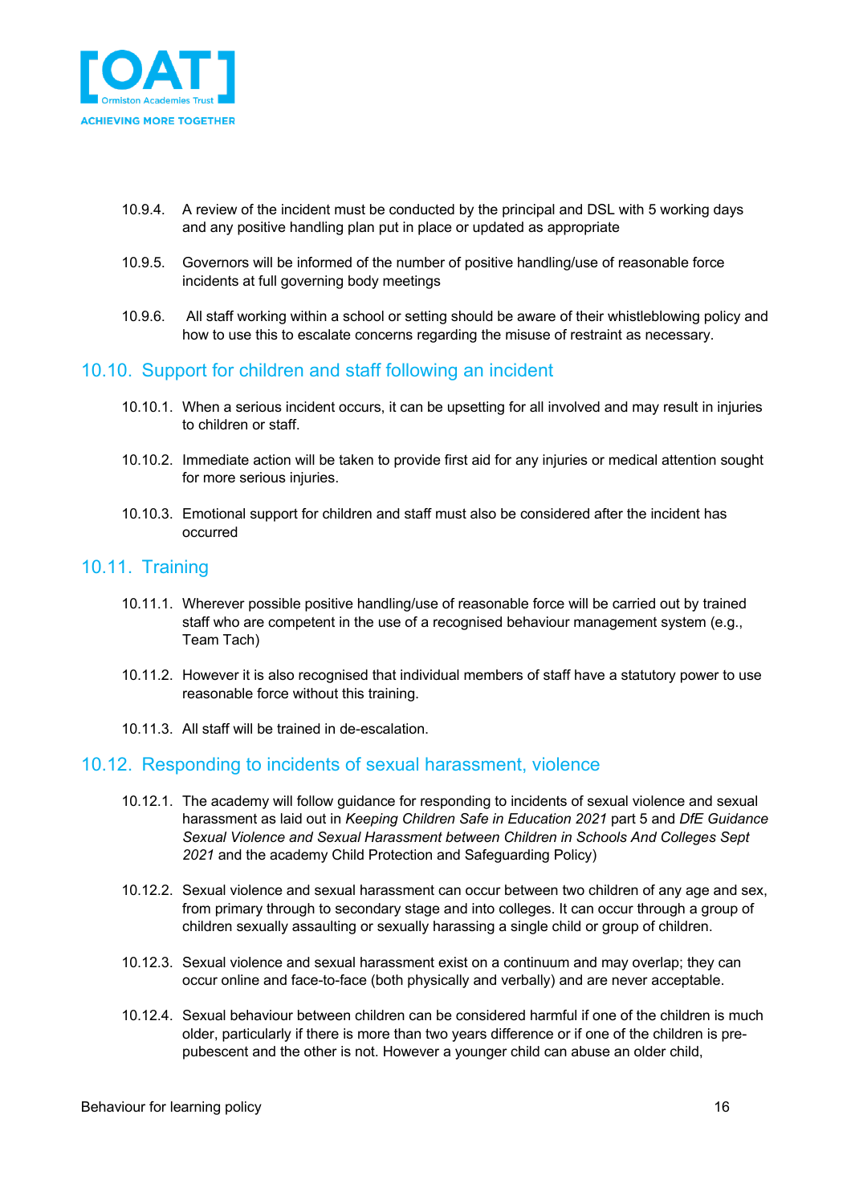10.9.4. A review of the incident must be conducted by the principal and DSL with 5 working days and any positive handling plan put in place or updated as appropriate

10.9.5. Governors will be informed of the number of positive handling/use of reasonable force incidents at full governing body meetings

10.9.6. All staff working within a school or setting should be aware of their whistleblowing policy and how to use this to escalate concerns regarding the misuse of restraint as necessary.

## 10.10. Support for children and staff following an incident

10.10.1. When a serious incident occurs, it can be upsetting for all involved and may result in injuries to children or staff.

10.10.2. Immediate action will be taken to provide first aid for any injuries or medical attention sought for more serious injuries.

10.10.3. Emotional support for children and staff must also be considered after the incident has occurred

## 10.11. Training

10.11.1. Wherever possible positive handling/use of reasonable force will be carried out by trained staff who are competent in the use of a recognised behaviour management system (e.g., Team Tach)

10.11.2. However it is also recognised that individual members of staff have a statutory power to use reasonable force without this training.

10.11.3. All staff will be trained in de-escalation.

## 10.12. Responding to incidents of sexual harassment, violence

10.12.1. The academy will follow guidance for responding to incidents of sexual violence and sexual harassment as laid out in *Keeping Children Safe in Education 2021* part 5 and *DfE Guidance Sexual Violence and Sexual Harassment between Children in Schools And Colleges Sept 2021* and the academy Child Protection and Safeguarding Policy)

10.12.2. Sexual violence and sexual harassment can occur between two children of any age and sex, from primary through to secondary stage and into colleges. It can occur through a group of children sexually assaulting or sexually harassing a single child or group of children.

10.12.3. Sexual violence and sexual harassment exist on a continuum and may overlap; they can occur online and face-to-face (both physically and verbally) and are never acceptable.

10.12.4. Sexual behaviour between children can be considered harmful if one of the children is much older, particularly if there is more than two years difference or if one of the children is pre-pubescent and the other is not. However a younger child can abuse an older child,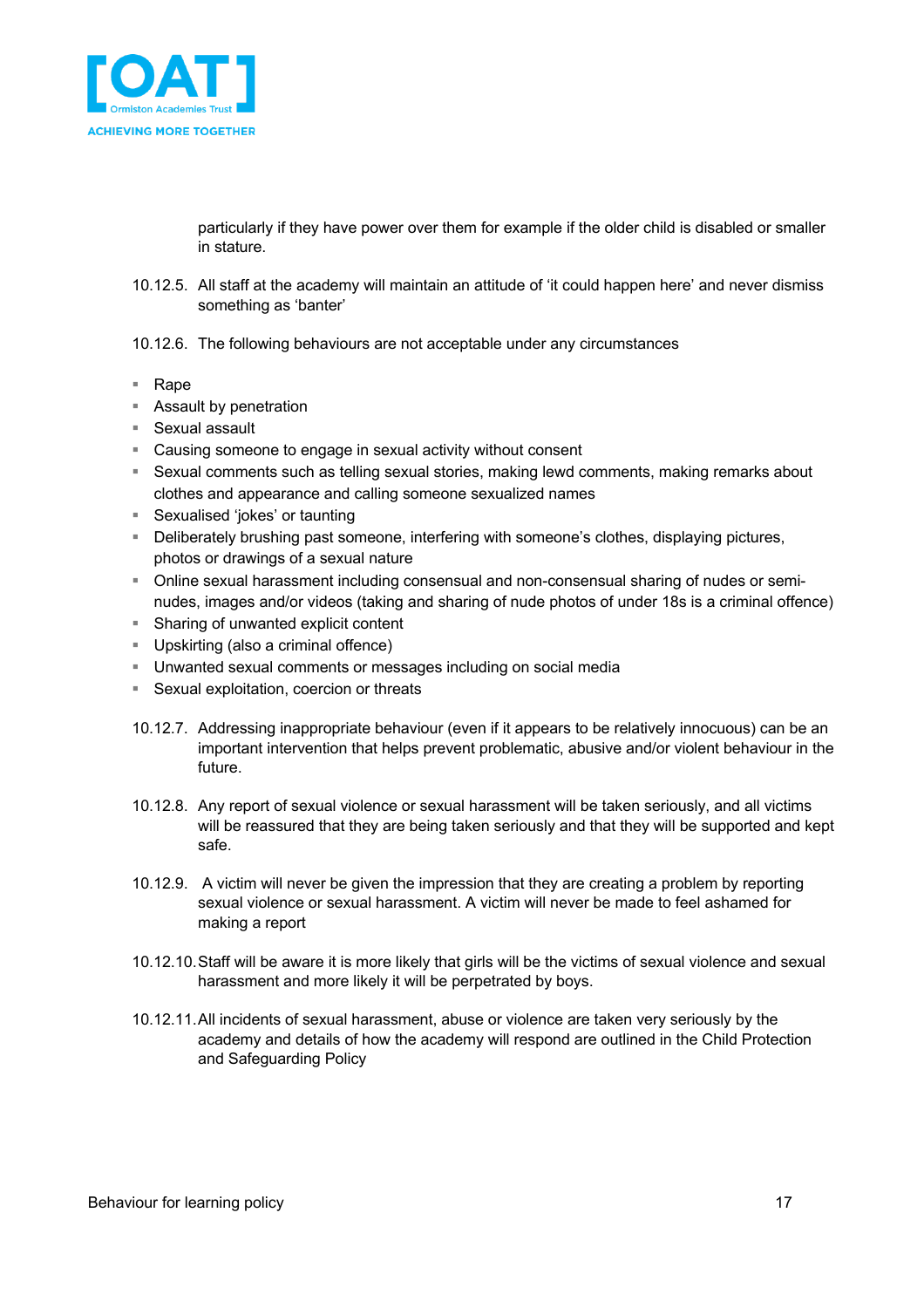particularly if they have power over them for example if the older child is disabled or smaller in stature.

10.12.5. All staff at the academy will maintain an attitude of 'it could happen here' and never dismiss something as 'banter'

10.12.6. The following behaviours are not acceptable under any circumstances

- Rape
- Assault by penetration
- Sexual assault
- Causing someone to engage in sexual activity without consent
- Sexual comments such as telling sexual stories, making lewd comments, making remarks about clothes and appearance and calling someone sexualized names
- Sexualised 'jokes' or taunting
- Deliberately brushing past someone, interfering with someone's clothes, displaying pictures, photos or drawings of a sexual nature
- Online sexual harassment including consensual and non-consensual sharing of nudes or semi-nudes, images and/or videos (taking and sharing of nude photos of under 18s is a criminal offence)
- Sharing of unwanted explicit content
- Upskirting (also a criminal offence)
- Unwanted sexual comments or messages including on social media
- Sexual exploitation, coercion or threats

10.12.7. Addressing inappropriate behaviour (even if it appears to be relatively innocuous) can be an important intervention that helps prevent problematic, abusive and/or violent behaviour in the future.

10.12.8. Any report of sexual violence or sexual harassment will be taken seriously, and all victims will be reassured that they are being taken seriously and that they will be supported and kept safe.

10.12.9. A victim will never be given the impression that they are creating a problem by reporting sexual violence or sexual harassment. A victim will never be made to feel ashamed for making a report

10.12.10. Staff will be aware it is more likely that girls will be the victims of sexual violence and sexual harassment and more likely it will be perpetrated by boys.

10.12.11. All incidents of sexual harassment, abuse or violence are taken very seriously by the academy and details of how the academy will respond are outlined in the Child Protection and Safeguarding Policy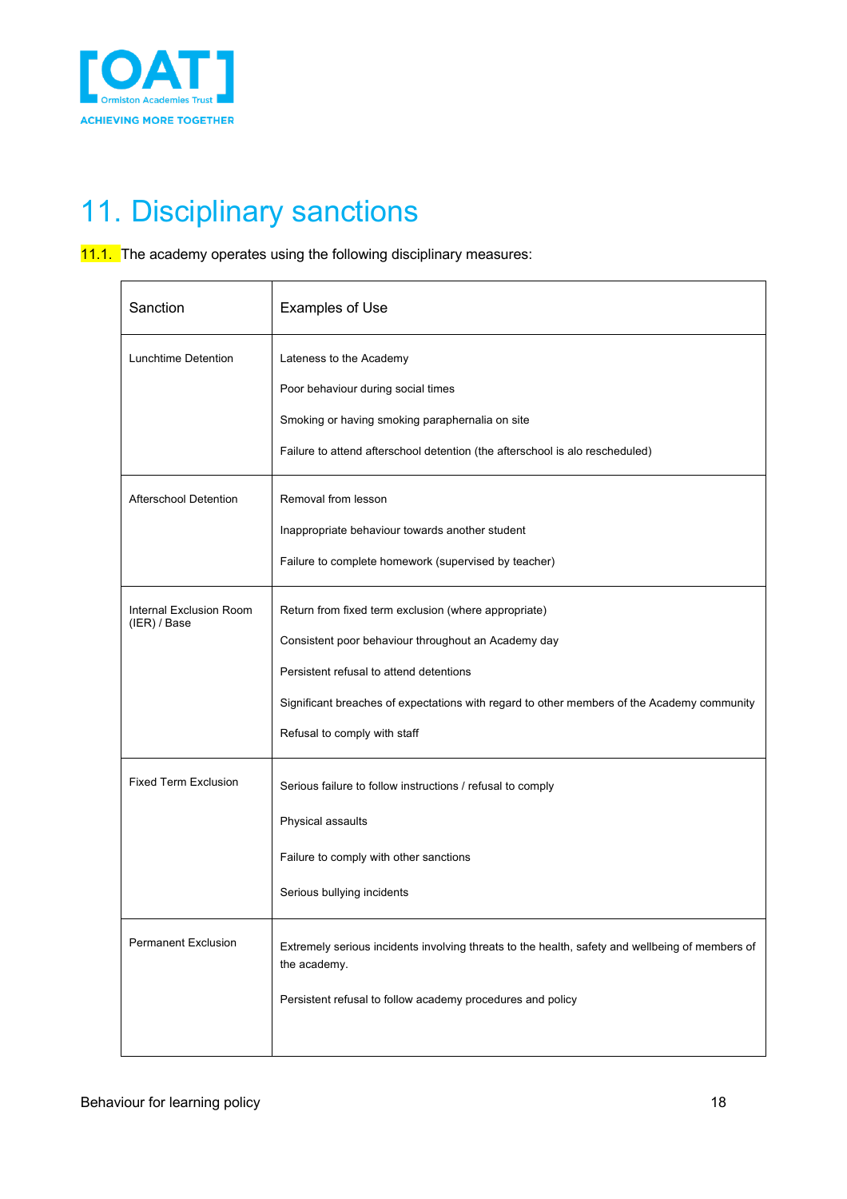# 11. Disciplinary sanctions

11.1. The academy operates using the following disciplinary measures:

| Sanction | Examples of Use |
|---|---|
| Lunchtime Detention | Lateness to the Academy<br><br>Poor behaviour during social times<br><br>Smoking or having smoking paraphernalia on site<br><br>Failure to attend afterschool detention (the afterschool is alo rescheduled) |
| Afterschool Detention | Removal from lesson<br><br>Inappropriate behaviour towards another student<br><br>Failure to complete homework (supervised by teacher) |
| Internal Exclusion Room (IER) / Base | Return from fixed term exclusion (where appropriate)<br><br>Consistent poor behaviour throughout an Academy day<br><br>Persistent refusal to attend detentions<br><br>Significant breaches of expectations with regard to other members of the Academy community<br><br>Refusal to comply with staff |
| Fixed Term Exclusion | Serious failure to follow instructions / refusal to comply<br><br>Physical assaults<br><br>Failure to comply with other sanctions<br><br>Serious bullying incidents |
| Permanent Exclusion | Extremely serious incidents involving threats to the health, safety and wellbeing of members of the academy.<br><br>Persistent refusal to follow academy procedures and policy |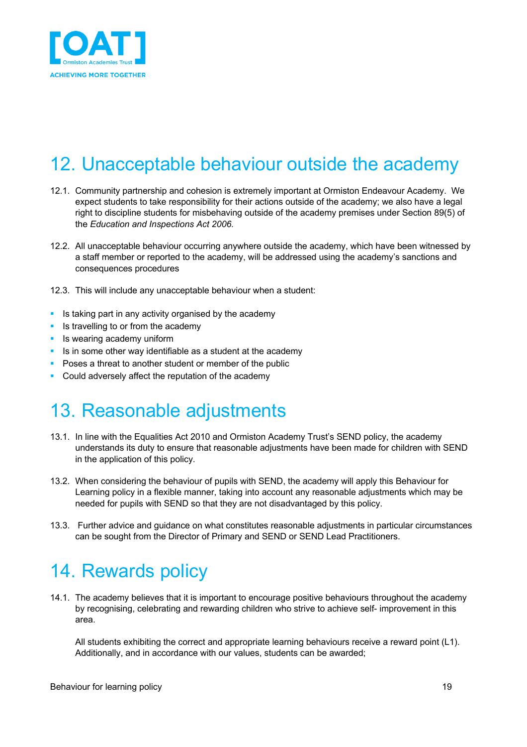# 12. Unacceptable behaviour outside the academy

12.1. Community partnership and cohesion is extremely important at Ormiston Endeavour Academy. We expect students to take responsibility for their actions outside of the academy; we also have a legal right to discipline students for misbehaving outside of the academy premises under Section 89(5) of the *Education and Inspections Act 2006.*

12.2. All unacceptable behaviour occurring anywhere outside the academy, which have been witnessed by a staff member or reported to the academy, will be addressed using the academy's sanctions and consequences procedures

12.3. This will include any unacceptable behaviour when a student:

- Is taking part in any activity organised by the academy
- Is travelling to or from the academy
- Is wearing academy uniform
- Is in some other way identifiable as a student at the academy
- Poses a threat to another student or member of the public
- Could adversely affect the reputation of the academy

# 13. Reasonable adjustments

13.1. In line with the Equalities Act 2010 and Ormiston Academy Trust's SEND policy, the academy understands its duty to ensure that reasonable adjustments have been made for children with SEND in the application of this policy.

13.2. When considering the behaviour of pupils with SEND, the academy will apply this Behaviour for Learning policy in a flexible manner, taking into account any reasonable adjustments which may be needed for pupils with SEND so that they are not disadvantaged by this policy.

13.3. Further advice and guidance on what constitutes reasonable adjustments in particular circumstances can be sought from the Director of Primary and SEND or SEND Lead Practitioners.

# 14. Rewards policy

14.1. The academy believes that it is important to encourage positive behaviours throughout the academy by recognising, celebrating and rewarding children who strive to achieve self- improvement in this area.

All students exhibiting the correct and appropriate learning behaviours receive a reward point (L1). Additionally, and in accordance with our values, students can be awarded;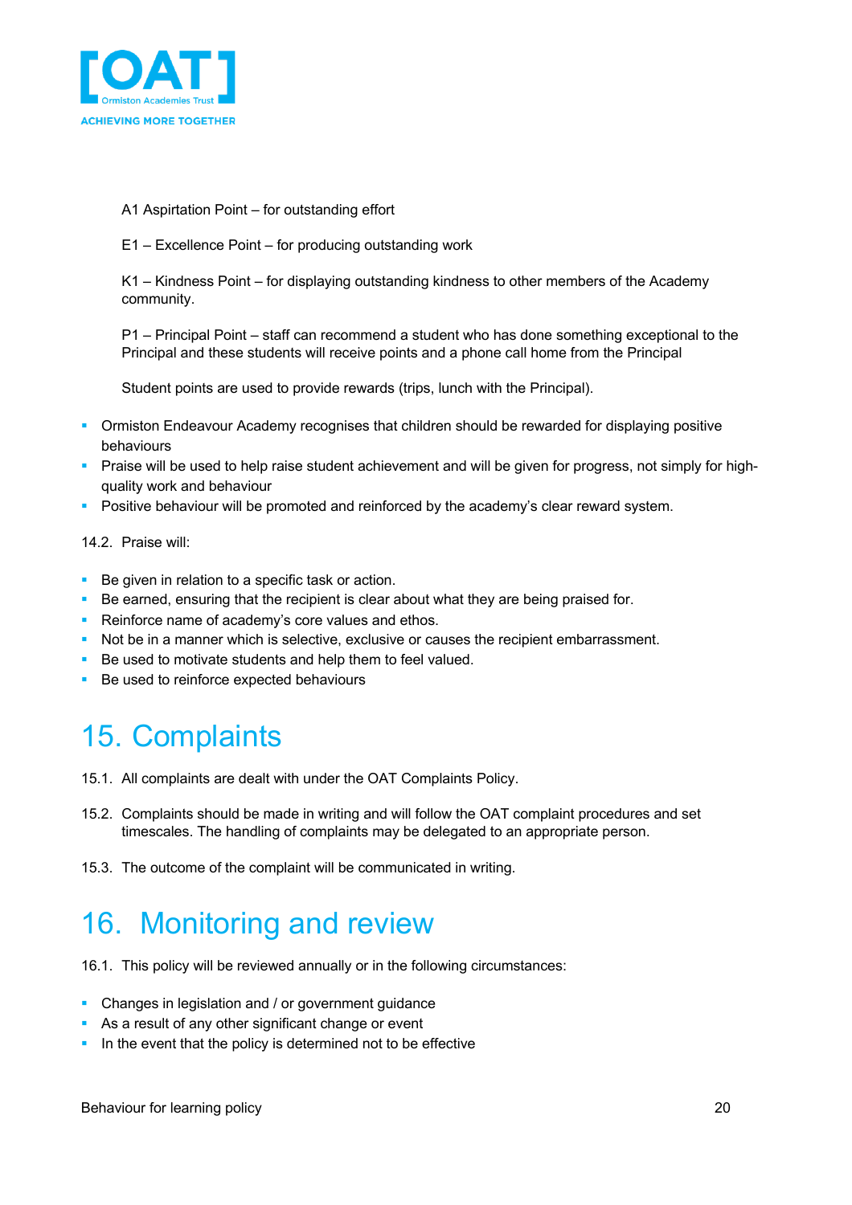A1 Aspirtation Point – for outstanding effort

E1 – Excellence Point – for producing outstanding work

K1 – Kindness Point – for displaying outstanding kindness to other members of the Academy community.

P1 – Principal Point – staff can recommend a student who has done something exceptional to the Principal and these students will receive points and a phone call home from the Principal

Student points are used to provide rewards (trips, lunch with the Principal).

- Ormiston Endeavour Academy recognises that children should be rewarded for displaying positive behaviours
- Praise will be used to help raise student achievement and will be given for progress, not simply for high-quality work and behaviour
- Positive behaviour will be promoted and reinforced by the academy's clear reward system.

14.2. Praise will:

- Be given in relation to a specific task or action.
- Be earned, ensuring that the recipient is clear about what they are being praised for.
- Reinforce name of academy's core values and ethos.
- Not be in a manner which is selective, exclusive or causes the recipient embarrassment.
- Be used to motivate students and help them to feel valued.
- Be used to reinforce expected behaviours

# 15. Complaints

15.1. All complaints are dealt with under the OAT Complaints Policy.

15.2. Complaints should be made in writing and will follow the OAT complaint procedures and set timescales. The handling of complaints may be delegated to an appropriate person.

15.3. The outcome of the complaint will be communicated in writing.

# 16. Monitoring and review

16.1. This policy will be reviewed annually or in the following circumstances:

- Changes in legislation and / or government guidance
- As a result of any other significant change or event
- In the event that the policy is determined not to be effective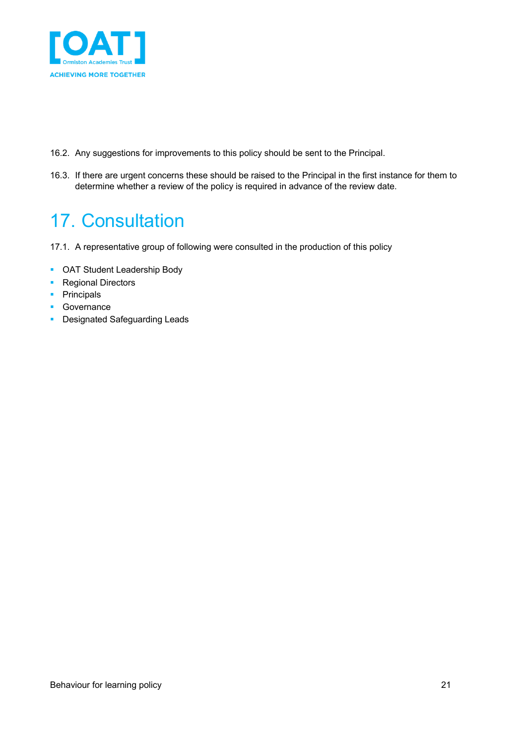16.2. Any suggestions for improvements to this policy should be sent to the Principal.

16.3. If there are urgent concerns these should be raised to the Principal in the first instance for them to determine whether a review of the policy is required in advance of the review date.

# 17. Consultation

17.1. A representative group of following were consulted in the production of this policy

- OAT Student Leadership Body
- Regional Directors
- Principals
- Governance
- Designated Safeguarding Leads